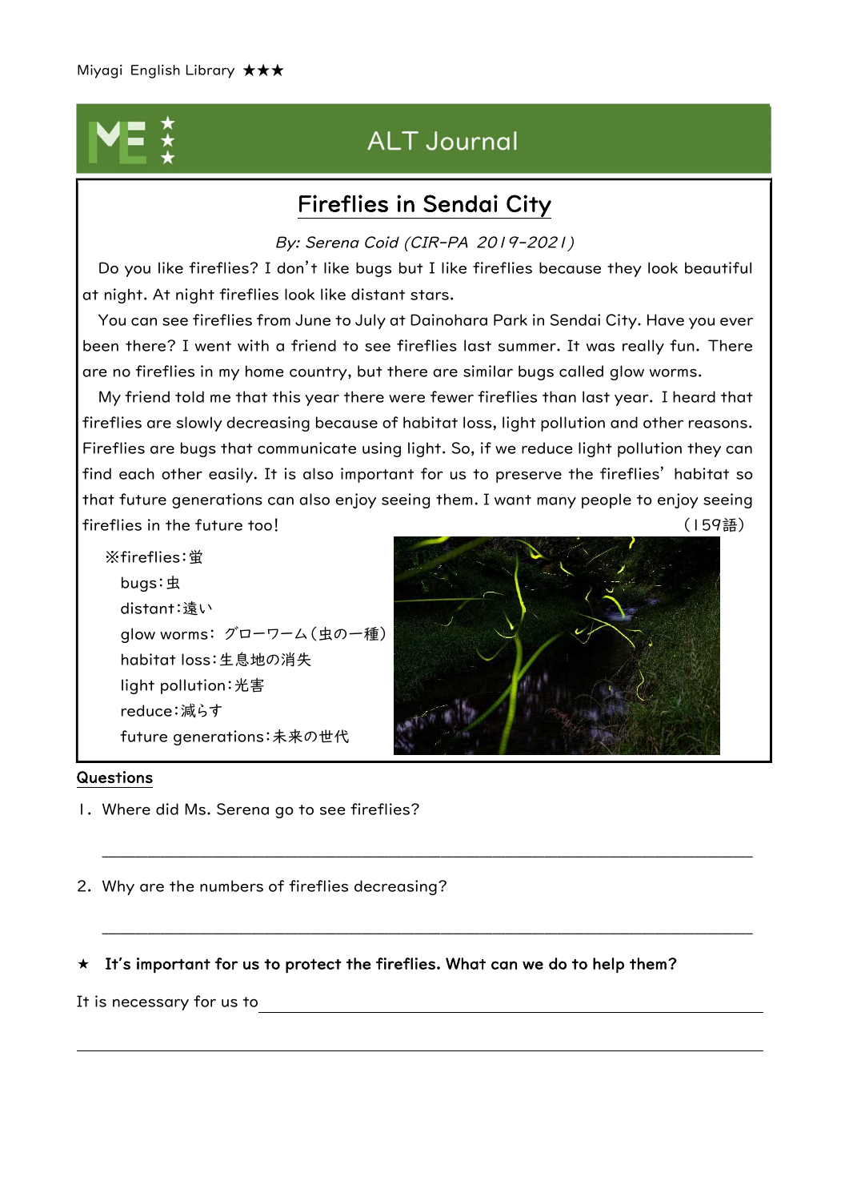Miyagi English Library ★★★

## ALT Journal

# Fireflies in Sendai City

*By: Serena Coid (CIR-PA 2019-2021)*

Do you like fireflies? I don't like bugs but I like fireflies because they look beautiful at night. At night fireflies look like distant stars.

You can see fireflies from June to July at Dainohara Park in Sendai City. Have you ever been there? I went with a friend to see fireflies last summer. It was really fun. There are no fireflies in my home country, but there are similar bugs called glow worms.

My friend told me that this year there were fewer fireflies than last year. I heard that fireflies are slowly decreasing because of habitat loss, light pollution and other reasons. Fireflies are bugs that communicate using light. So, if we reduce light pollution they can find each other easily. It is also important for us to preserve the fireflies' habitat so that future generations can also enjoy seeing them. I want many people to enjoy seeing fireflies in the future too! (159語)

※fireflies：蛍
bugs：虫
distant：遠い
glow worms：グローワーム（虫の一種）
habitat loss：生息地の消失
light pollution：光害
reduce：減らす
future generations：未来の世代

**Questions**

1. Where did Ms. Serena go to see fireflies?

____________________________________________

2. Why are the numbers of fireflies decreasing?

____________________________________________

★ **It's important for us to protect the fireflies. What can we do to help them?**

It is necessary for us to ____________________________________________

____________________________________________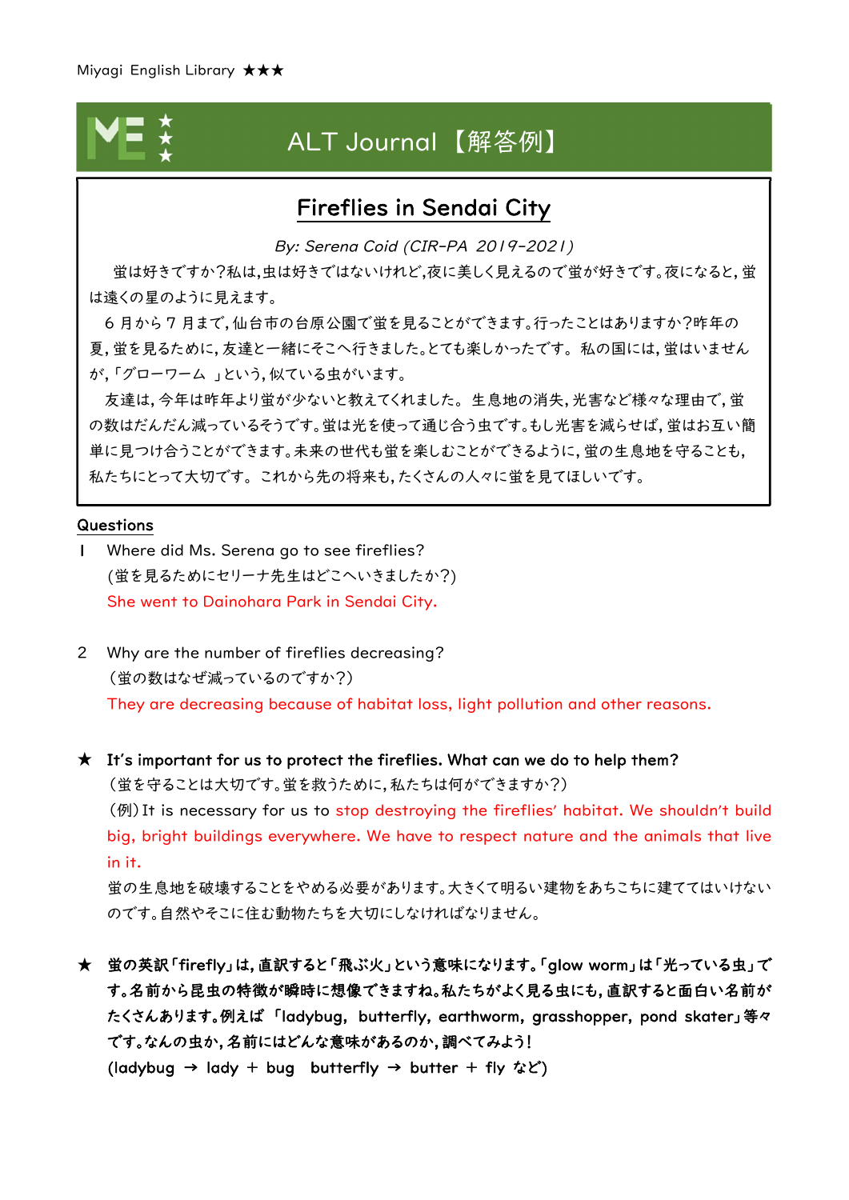Miyagi English Library ★★★

# ALT Journal【解答例】

## Fireflies in Sendai City

*By: Serena Coid (CIR-PA 2019-2021)*

蛍は好きですか？私は，虫は好きではないけれど，夜に美しく見えるので蛍が好きです。夜になると，蛍は遠くの星のように見えます。

６月から７月まで，仙台市の台原公園で蛍を見ることができます。行ったことはありますか？昨年の夏，蛍を見るために，友達と一緒にそこへ行きました。とても楽しかったです。 私の国には，蛍はいませんが，「グローワーム 」という，似ている虫がいます。

友達は，今年は昨年より蛍が少ないと教えてくれました。 生息地の消失，光害など様々な理由で，蛍の数はだんだん減っているそうです。蛍は光を使って通じ合う虫です。もし光害を減らせば，蛍はお互い簡単に見つけ合うことができます。未来の世代も蛍を楽しむことができるように，蛍の生息地を守ることも，私たちにとって大切です。 これから先の将来も，たくさんの人々に蛍を見てほしいです。

**Questions**

1 Where did Ms. Serena go to see fireflies?
(蛍を見るためにセリーナ先生はどこへいきましたか?)
She went to Dainohara Park in Sendai City.

2 Why are the number of fireflies decreasing?
(蛍の数はなぜ減っているのですか？)
They are decreasing because of habitat loss, light pollution and other reasons.

★ **It's important for us to protect the fireflies. What can we do to help them?**
(蛍を守ることは大切です。蛍を救うために，私たちは何ができますか？)
(例) It is necessary for us to stop destroying the fireflies' habitat. We shouldn't build big, bright buildings everywhere. We have to respect nature and the animals that live in it.
蛍の生息地を破壊することをやめる必要があります。大きくて明るい建物をあちこちに建ててはいけないのです。自然やそこに住む動物たちを大切にしなければなりません。

★ **蛍の英訳「firefly」は，直訳すると「飛ぶ火」という意味になります。「glow worm」は「光っている虫」です。名前から昆虫の特徴が瞬時に想像できますね。私たちがよく見る虫にも，直訳すると面白い名前がたくさんあります。例えば 「ladybug, butterfly, earthworm, grasshopper, pond skater」等々です。なんの虫か，名前にはどんな意味があるのか，調べてみよう！**
**(ladybug → lady ＋ bug butterfly → butter ＋ fly など)**